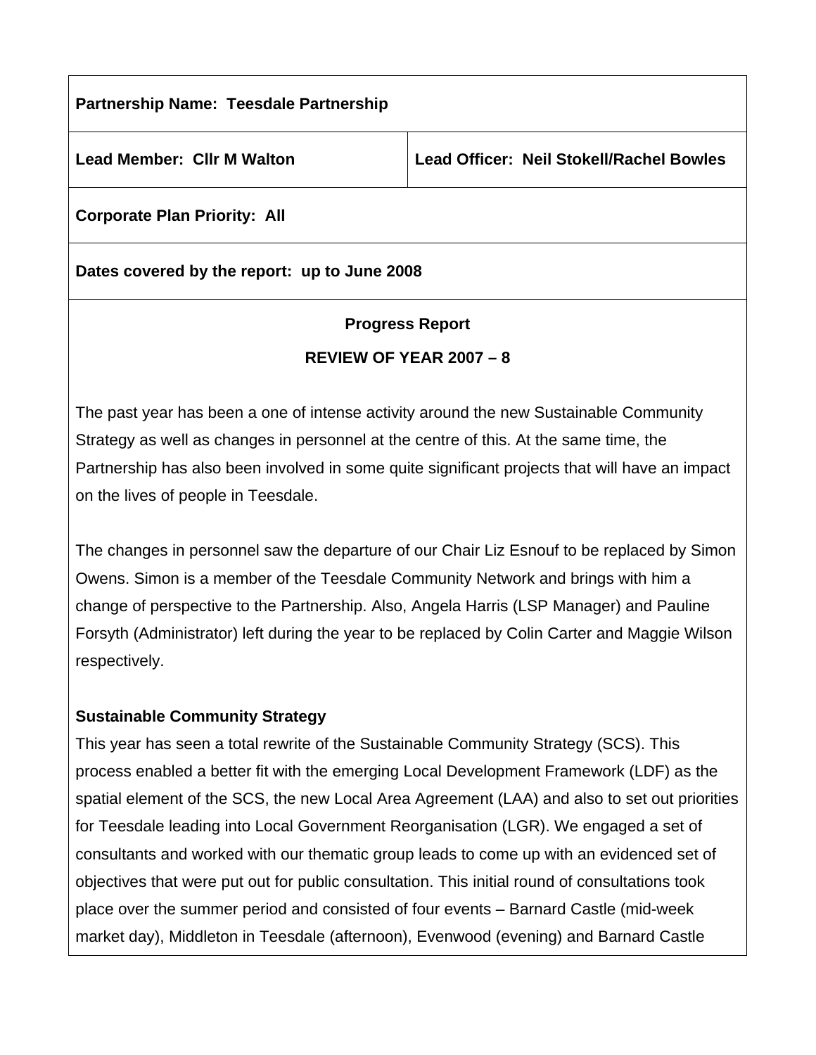| **Partnership Name: Teesdale Partnership** | |
|---|---|
| **Lead Member: Cllr M Walton** | **Lead Officer: Neil Stokell/Rachel Bowles** |
| **Corporate Plan Priority: All** | |
| **Dates covered by the report: up to June 2008** | |

**Progress Report**

**REVIEW OF YEAR 2007 – 8**

The past year has been a one of intense activity around the new Sustainable Community Strategy as well as changes in personnel at the centre of this. At the same time, the Partnership has also been involved in some quite significant projects that will have an impact on the lives of people in Teesdale.

The changes in personnel saw the departure of our Chair Liz Esnouf to be replaced by Simon Owens. Simon is a member of the Teesdale Community Network and brings with him a change of perspective to the Partnership. Also, Angela Harris (LSP Manager) and Pauline Forsyth (Administrator) left during the year to be replaced by Colin Carter and Maggie Wilson respectively.

**Sustainable Community Strategy**

This year has seen a total rewrite of the Sustainable Community Strategy (SCS). This process enabled a better fit with the emerging Local Development Framework (LDF) as the spatial element of the SCS, the new Local Area Agreement (LAA) and also to set out priorities for Teesdale leading into Local Government Reorganisation (LGR). We engaged a set of consultants and worked with our thematic group leads to come up with an evidenced set of objectives that were put out for public consultation. This initial round of consultations took place over the summer period and consisted of four events – Barnard Castle (mid-week market day), Middleton in Teesdale (afternoon), Evenwood (evening) and Barnard Castle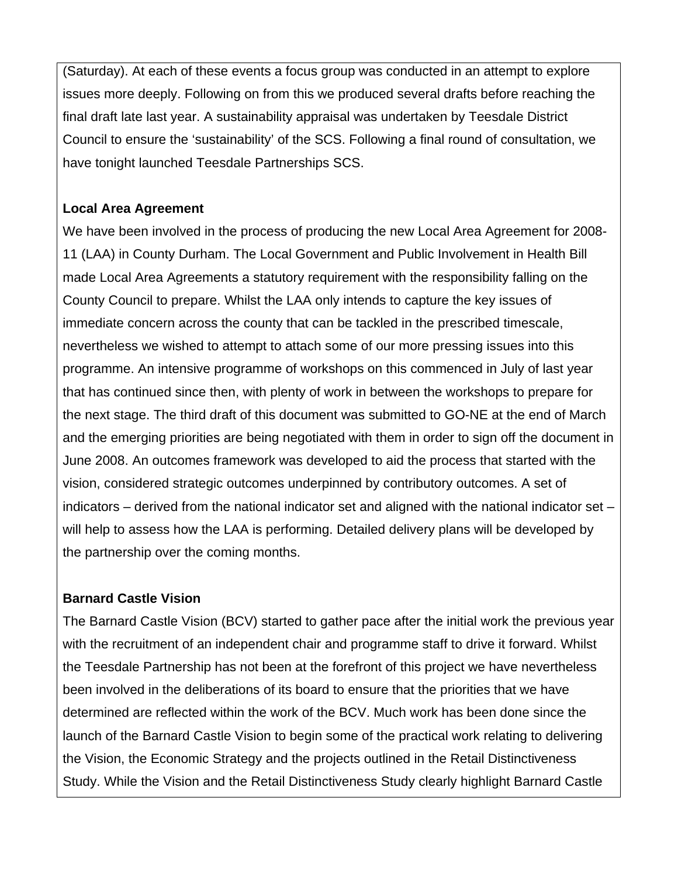(Saturday). At each of these events a focus group was conducted in an attempt to explore issues more deeply. Following on from this we produced several drafts before reaching the final draft late last year. A sustainability appraisal was undertaken by Teesdale District Council to ensure the 'sustainability' of the SCS. Following a final round of consultation, we have tonight launched Teesdale Partnerships SCS.

**Local Area Agreement**

We have been involved in the process of producing the new Local Area Agreement for 2008-11 (LAA) in County Durham. The Local Government and Public Involvement in Health Bill made Local Area Agreements a statutory requirement with the responsibility falling on the County Council to prepare. Whilst the LAA only intends to capture the key issues of immediate concern across the county that can be tackled in the prescribed timescale, nevertheless we wished to attempt to attach some of our more pressing issues into this programme. An intensive programme of workshops on this commenced in July of last year that has continued since then, with plenty of work in between the workshops to prepare for the next stage. The third draft of this document was submitted to GO-NE at the end of March and the emerging priorities are being negotiated with them in order to sign off the document in June 2008. An outcomes framework was developed to aid the process that started with the vision, considered strategic outcomes underpinned by contributory outcomes. A set of indicators – derived from the national indicator set and aligned with the national indicator set – will help to assess how the LAA is performing. Detailed delivery plans will be developed by the partnership over the coming months.

**Barnard Castle Vision**

The Barnard Castle Vision (BCV) started to gather pace after the initial work the previous year with the recruitment of an independent chair and programme staff to drive it forward. Whilst the Teesdale Partnership has not been at the forefront of this project we have nevertheless been involved in the deliberations of its board to ensure that the priorities that we have determined are reflected within the work of the BCV. Much work has been done since the launch of the Barnard Castle Vision to begin some of the practical work relating to delivering the Vision, the Economic Strategy and the projects outlined in the Retail Distinctiveness Study. While the Vision and the Retail Distinctiveness Study clearly highlight Barnard Castle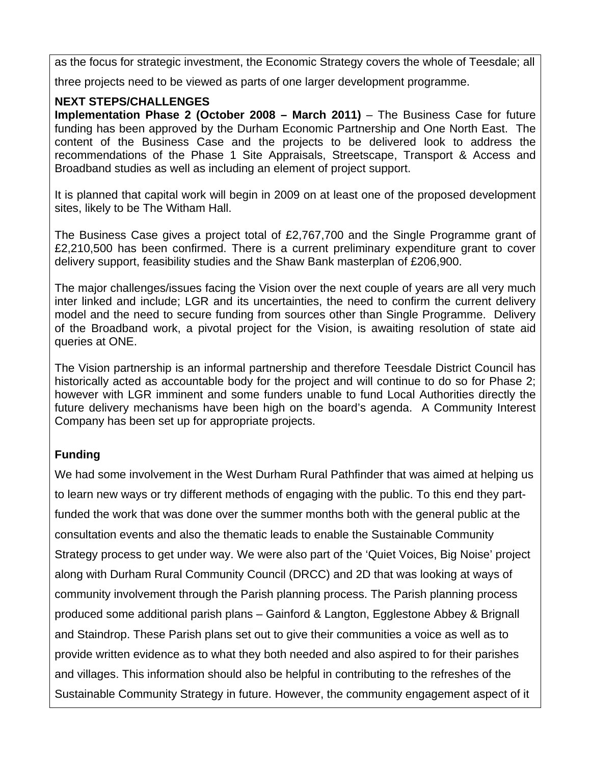as the focus for strategic investment, the Economic Strategy covers the whole of Teesdale; all three projects need to be viewed as parts of one larger development programme.

**NEXT STEPS/CHALLENGES**

**Implementation Phase 2 (October 2008 – March 2011)** – The Business Case for future funding has been approved by the Durham Economic Partnership and One North East. The content of the Business Case and the projects to be delivered look to address the recommendations of the Phase 1 Site Appraisals, Streetscape, Transport & Access and Broadband studies as well as including an element of project support.

It is planned that capital work will begin in 2009 on at least one of the proposed development sites, likely to be The Witham Hall.

The Business Case gives a project total of £2,767,700 and the Single Programme grant of £2,210,500 has been confirmed. There is a current preliminary expenditure grant to cover delivery support, feasibility studies and the Shaw Bank masterplan of £206,900.

The major challenges/issues facing the Vision over the next couple of years are all very much inter linked and include; LGR and its uncertainties, the need to confirm the current delivery model and the need to secure funding from sources other than Single Programme. Delivery of the Broadband work, a pivotal project for the Vision, is awaiting resolution of state aid queries at ONE.

The Vision partnership is an informal partnership and therefore Teesdale District Council has historically acted as accountable body for the project and will continue to do so for Phase 2; however with LGR imminent and some funders unable to fund Local Authorities directly the future delivery mechanisms have been high on the board's agenda. A Community Interest Company has been set up for appropriate projects.

**Funding**

We had some involvement in the West Durham Rural Pathfinder that was aimed at helping us to learn new ways or try different methods of engaging with the public. To this end they part-funded the work that was done over the summer months both with the general public at the consultation events and also the thematic leads to enable the Sustainable Community Strategy process to get under way. We were also part of the 'Quiet Voices, Big Noise' project along with Durham Rural Community Council (DRCC) and 2D that was looking at ways of community involvement through the Parish planning process. The Parish planning process produced some additional parish plans – Gainford & Langton, Egglestone Abbey & Brignall and Staindrop. These Parish plans set out to give their communities a voice as well as to provide written evidence as to what they both needed and also aspired to for their parishes and villages. This information should also be helpful in contributing to the refreshes of the Sustainable Community Strategy in future. However, the community engagement aspect of it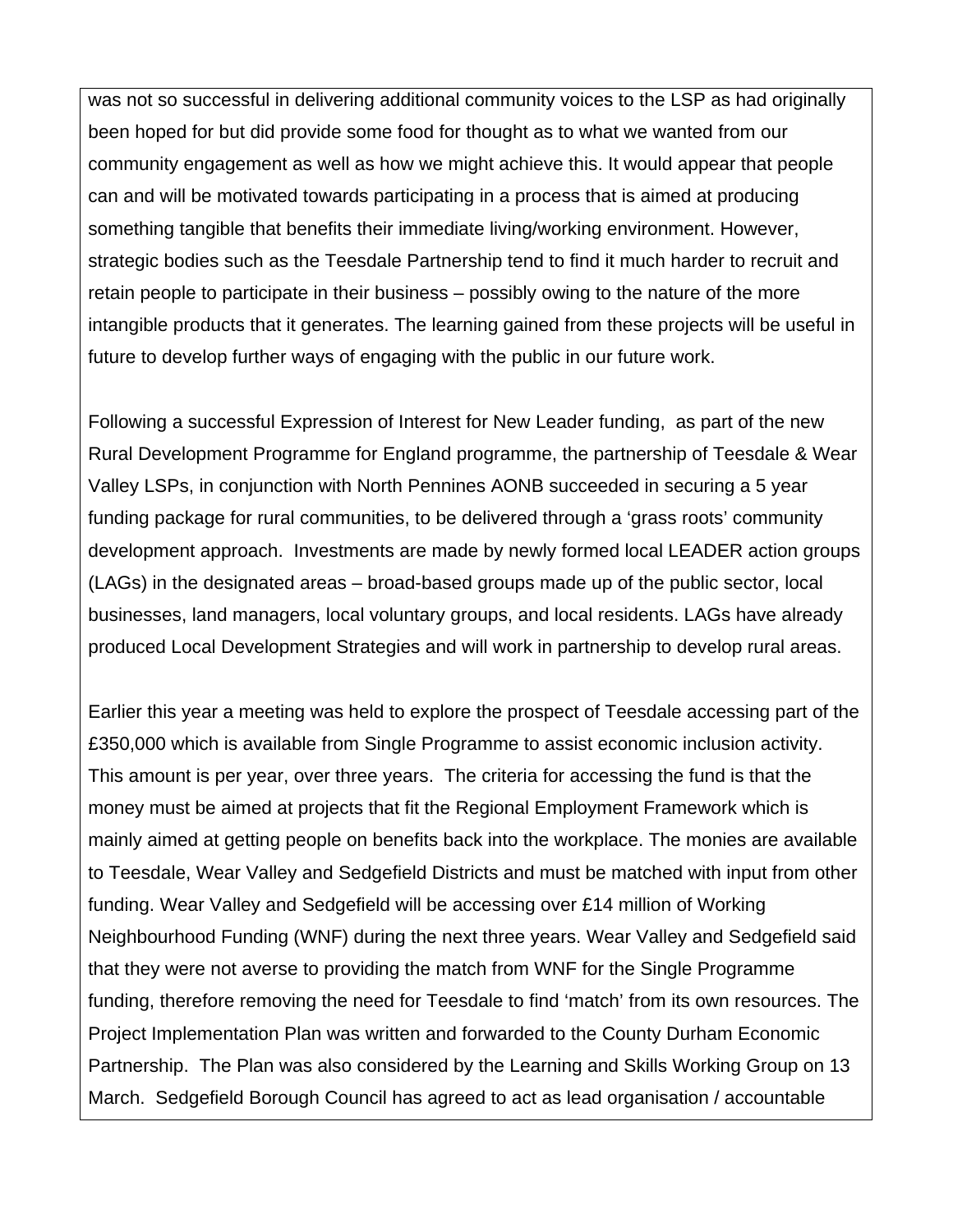was not so successful in delivering additional community voices to the LSP as had originally been hoped for but did provide some food for thought as to what we wanted from our community engagement as well as how we might achieve this. It would appear that people can and will be motivated towards participating in a process that is aimed at producing something tangible that benefits their immediate living/working environment. However, strategic bodies such as the Teesdale Partnership tend to find it much harder to recruit and retain people to participate in their business – possibly owing to the nature of the more intangible products that it generates. The learning gained from these projects will be useful in future to develop further ways of engaging with the public in our future work.

Following a successful Expression of Interest for New Leader funding, as part of the new Rural Development Programme for England programme, the partnership of Teesdale & Wear Valley LSPs, in conjunction with North Pennines AONB succeeded in securing a 5 year funding package for rural communities, to be delivered through a 'grass roots' community development approach. Investments are made by newly formed local LEADER action groups (LAGs) in the designated areas – broad-based groups made up of the public sector, local businesses, land managers, local voluntary groups, and local residents. LAGs have already produced Local Development Strategies and will work in partnership to develop rural areas.

Earlier this year a meeting was held to explore the prospect of Teesdale accessing part of the £350,000 which is available from Single Programme to assist economic inclusion activity. This amount is per year, over three years. The criteria for accessing the fund is that the money must be aimed at projects that fit the Regional Employment Framework which is mainly aimed at getting people on benefits back into the workplace. The monies are available to Teesdale, Wear Valley and Sedgefield Districts and must be matched with input from other funding. Wear Valley and Sedgefield will be accessing over £14 million of Working Neighbourhood Funding (WNF) during the next three years. Wear Valley and Sedgefield said that they were not averse to providing the match from WNF for the Single Programme funding, therefore removing the need for Teesdale to find 'match' from its own resources. The Project Implementation Plan was written and forwarded to the County Durham Economic Partnership. The Plan was also considered by the Learning and Skills Working Group on 13 March. Sedgefield Borough Council has agreed to act as lead organisation / accountable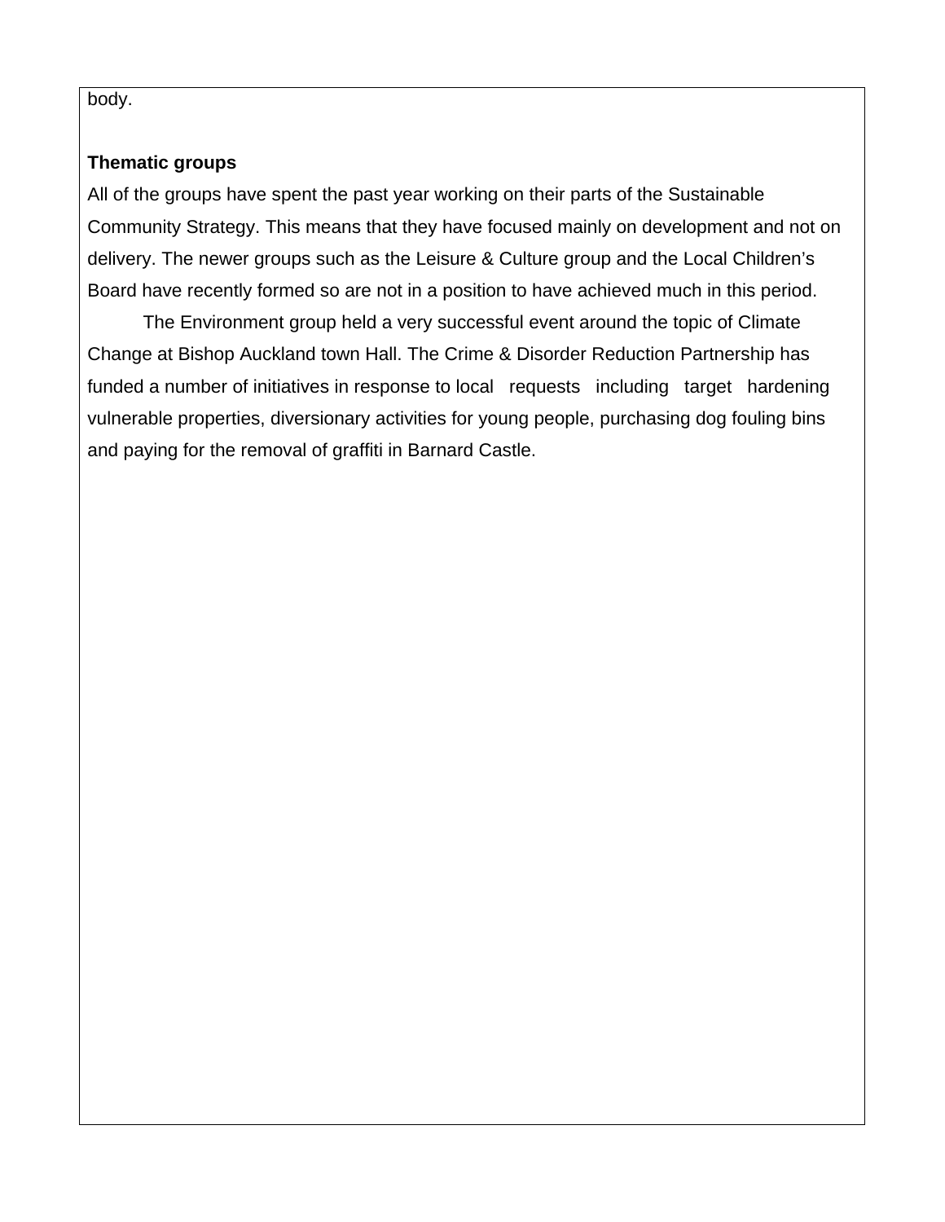body.

**Thematic groups**

All of the groups have spent the past year working on their parts of the Sustainable Community Strategy. This means that they have focused mainly on development and not on delivery. The newer groups such as the Leisure & Culture group and the Local Children's Board have recently formed so are not in a position to have achieved much in this period.

The Environment group held a very successful event around the topic of Climate Change at Bishop Auckland town Hall. The Crime & Disorder Reduction Partnership has funded a number of initiatives in response to local requests including target hardening vulnerable properties, diversionary activities for young people, purchasing dog fouling bins and paying for the removal of graffiti in Barnard Castle.